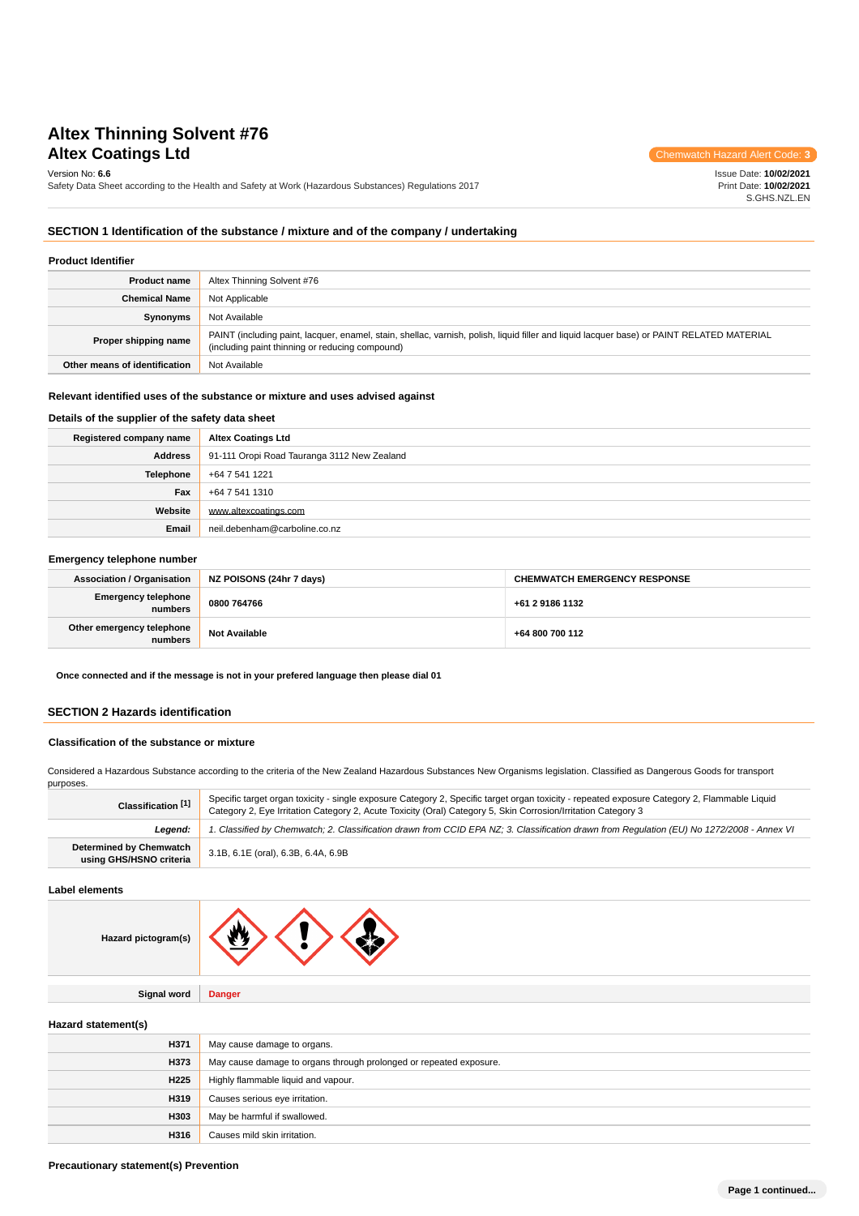# Altex Thinning Solvent #76
## Altex Coatings Ltd

Chemwatch Hazard Alert Code: **3**

Version No: **6.6**
Safety Data Sheet according to the Health and Safety at Work (Hazardous Substances) Regulations 2017

Issue Date: **10/02/2021**
Print Date: **10/02/2021**
S.GHS.NZL.EN

## SECTION 1 Identification of the substance / mixture and of the company / undertaking

### Product Identifier

| | |
|---|---|
| **Product name** | Altex Thinning Solvent #76 |
| **Chemical Name** | Not Applicable |
| **Synonyms** | Not Available |
| **Proper shipping name** | PAINT (including paint, lacquer, enamel, stain, shellac, varnish, polish, liquid filler and liquid lacquer base) or PAINT RELATED MATERIAL (including paint thinning or reducing compound) |
| **Other means of identification** | Not Available |

### Relevant identified uses of the substance or mixture and uses advised against

### Details of the supplier of the safety data sheet

| | |
|---|---|
| **Registered company name** | **Altex Coatings Ltd** |
| **Address** | 91-111 Oropi Road Tauranga 3112 New Zealand |
| **Telephone** | +64 7 541 1221 |
| **Fax** | +64 7 541 1310 |
| **Website** | www.altexcoatings.com |
| **Email** | neil.debenham@carboline.co.nz |

### Emergency telephone number

| **Association / Organisation** | **NZ POISONS (24hr 7 days)** | **CHEMWATCH EMERGENCY RESPONSE** |
|---|---|---|
| **Emergency telephone numbers** | **0800 764766** | **+61 2 9186 1132** |
| **Other emergency telephone numbers** | **Not Available** | **+64 800 700 112** |

**Once connected and if the message is not in your prefered language then please dial 01**

## SECTION 2 Hazards identification

### Classification of the substance or mixture

Considered a Hazardous Substance according to the criteria of the New Zealand Hazardous Substances New Organisms legislation. Classified as Dangerous Goods for transport purposes.

| | |
|---|---|
| **Classification [1]** | Specific target organ toxicity - single exposure Category 2, Specific target organ toxicity - repeated exposure Category 2, Flammable Liquid Category 2, Eye Irritation Category 2, Acute Toxicity (Oral) Category 5, Skin Corrosion/Irritation Category 3 |
| ***Legend:*** | *1. Classified by Chemwatch; 2. Classification drawn from CCID EPA NZ; 3. Classification drawn from Regulation (EU) No 1272/2008 - Annex VI* |
| **Determined by Chemwatch using GHS/HSNO criteria** | 3.1B, 6.1E (oral), 6.3B, 6.4A, 6.9B |

### Label elements

| | |
|---|---|
| **Hazard pictogram(s)** | |
| **Signal word** | **Danger** |

### Hazard statement(s)

| | |
|---|---|
| **H371** | May cause damage to organs. |
| **H373** | May cause damage to organs through prolonged or repeated exposure. |
| **H225** | Highly flammable liquid and vapour. |
| **H319** | Causes serious eye irritation. |
| **H303** | May be harmful if swallowed. |
| **H316** | Causes mild skin irritation. |

### Precautionary statement(s) Prevention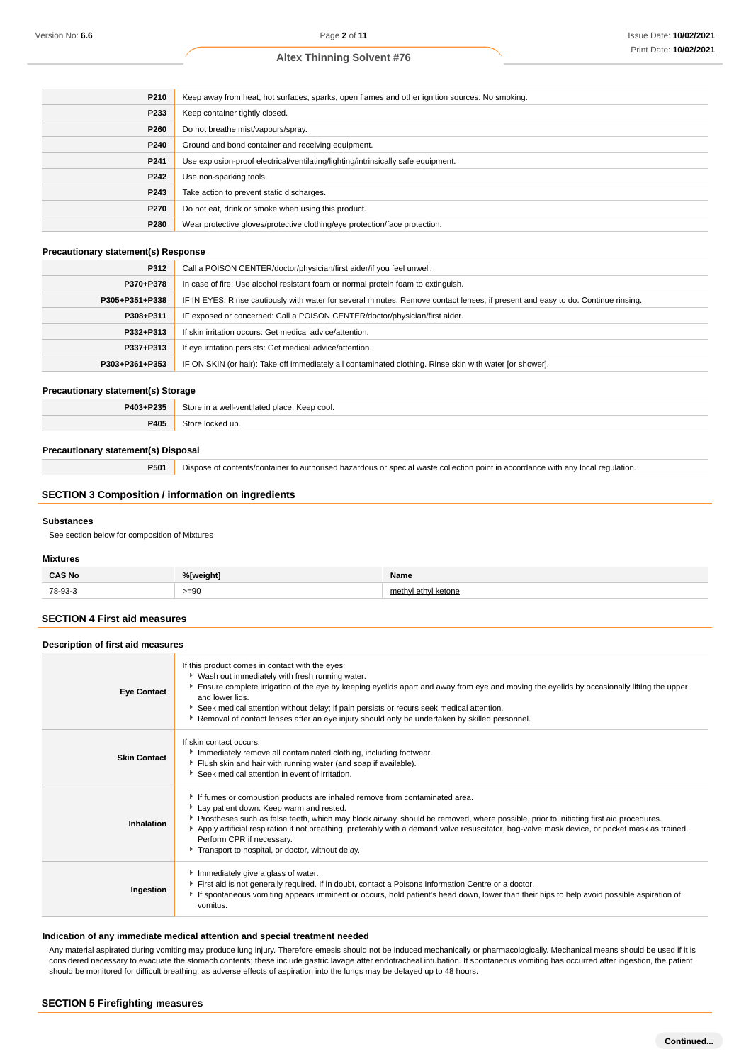| | |
|---|---|
| P210 | Keep away from heat, hot surfaces, sparks, open flames and other ignition sources. No smoking. |
| P233 | Keep container tightly closed. |
| P260 | Do not breathe mist/vapours/spray. |
| P240 | Ground and bond container and receiving equipment. |
| P241 | Use explosion-proof electrical/ventilating/lighting/intrinsically safe equipment. |
| P242 | Use non-sparking tools. |
| P243 | Take action to prevent static discharges. |
| P270 | Do not eat, drink or smoke when using this product. |
| P280 | Wear protective gloves/protective clothing/eye protection/face protection. |

### Precautionary statement(s) Response

| | |
|---|---|
| P312 | Call a POISON CENTER/doctor/physician/first aider/if you feel unwell. |
| P370+P378 | In case of fire: Use alcohol resistant foam or normal protein foam to extinguish. |
| P305+P351+P338 | IF IN EYES: Rinse cautiously with water for several minutes. Remove contact lenses, if present and easy to do. Continue rinsing. |
| P308+P311 | IF exposed or concerned: Call a POISON CENTER/doctor/physician/first aider. |
| P332+P313 | If skin irritation occurs: Get medical advice/attention. |
| P337+P313 | If eye irritation persists: Get medical advice/attention. |
| P303+P361+P353 | IF ON SKIN (or hair): Take off immediately all contaminated clothing. Rinse skin with water [or shower]. |

### Precautionary statement(s) Storage

| | |
|---|---|
| P403+P235 | Store in a well-ventilated place. Keep cool. |
| P405 | Store locked up. |

### Precautionary statement(s) Disposal

| | |
|---|---|
| P501 | Dispose of contents/container to authorised hazardous or special waste collection point in accordance with any local regulation. |

## SECTION 3 Composition / information on ingredients

### Substances

See section below for composition of Mixtures

### Mixtures

| CAS No | %[weight] | Name |
|---|---|---|
| 78-93-3 | >=90 | methyl ethyl ketone |

## SECTION 4 First aid measures

### Description of first aid measures

| | |
|---|---|
| Eye Contact | If this product comes in contact with the eyes:<br>▸ Wash out immediately with fresh running water.<br>▸ Ensure complete irrigation of the eye by keeping eyelids apart and away from eye and moving the eyelids by occasionally lifting the upper and lower lids.<br>▸ Seek medical attention without delay; if pain persists or recurs seek medical attention.<br>▸ Removal of contact lenses after an eye injury should only be undertaken by skilled personnel. |
| Skin Contact | If skin contact occurs:<br>▸ Immediately remove all contaminated clothing, including footwear.<br>▸ Flush skin and hair with running water (and soap if available).<br>▸ Seek medical attention in event of irritation. |
| Inhalation | ▸ If fumes or combustion products are inhaled remove from contaminated area.<br>▸ Lay patient down. Keep warm and rested.<br>▸ Prostheses such as false teeth, which may block airway, should be removed, where possible, prior to initiating first aid procedures.<br>▸ Apply artificial respiration if not breathing, preferably with a demand valve resuscitator, bag-valve mask device, or pocket mask as trained. Perform CPR if necessary.<br>▸ Transport to hospital, or doctor, without delay. |
| Ingestion | ▸ Immediately give a glass of water.<br>▸ First aid is not generally required. If in doubt, contact a Poisons Information Centre or a doctor.<br>▸ If spontaneous vomiting appears imminent or occurs, hold patient's head down, lower than their hips to help avoid possible aspiration of vomitus. |

### Indication of any immediate medical attention and special treatment needed

Any material aspirated during vomiting may produce lung injury. Therefore emesis should not be induced mechanically or pharmacologically. Mechanical means should be used if it is considered necessary to evacuate the stomach contents; these include gastric lavage after endotracheal intubation. If spontaneous vomiting has occurred after ingestion, the patient should be monitored for difficult breathing, as adverse effects of aspiration into the lungs may be delayed up to 48 hours.

## SECTION 5 Firefighting measures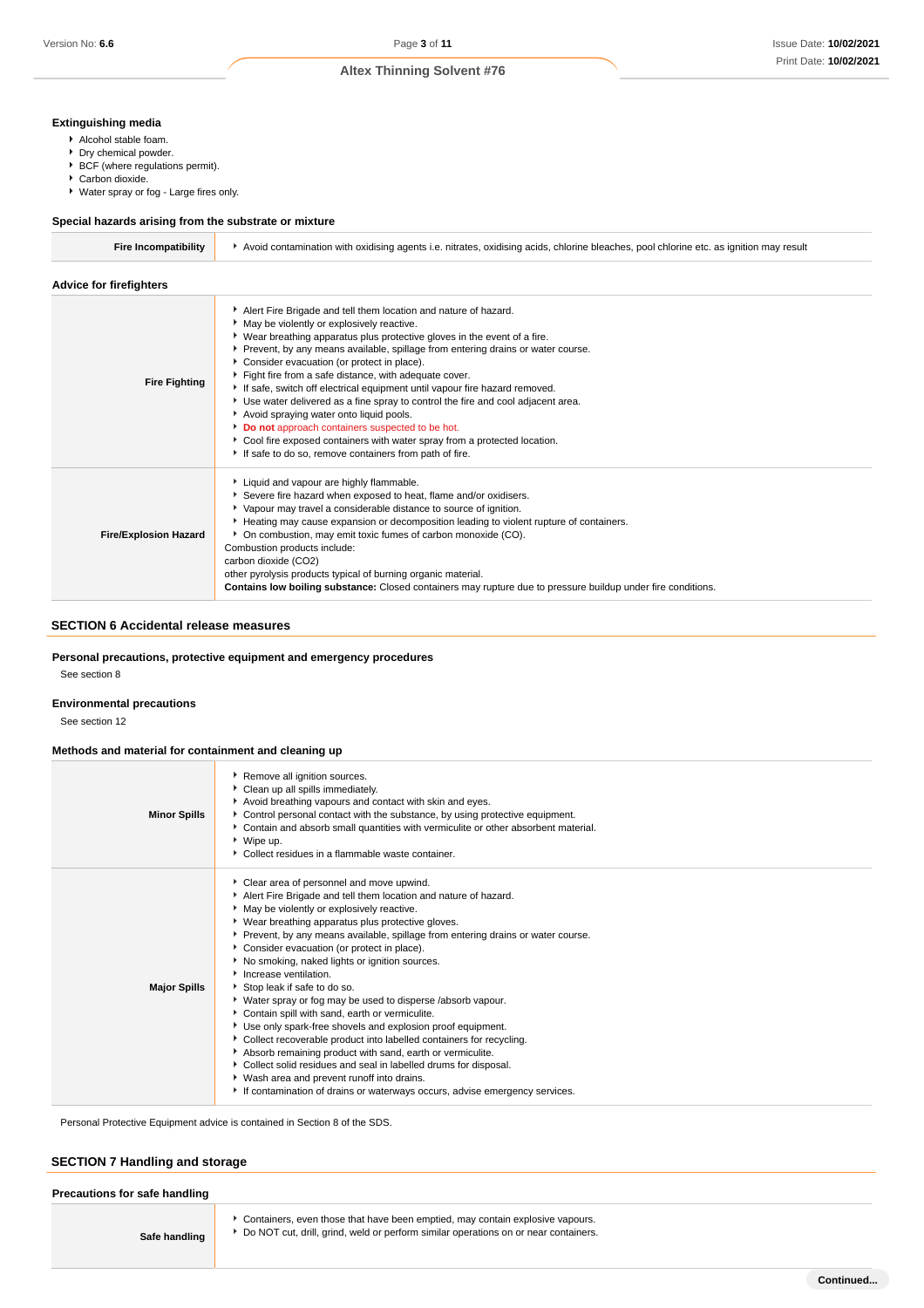### Extinguishing media

- Alcohol stable foam.
- Dry chemical powder.
- BCF (where regulations permit).
- Carbon dioxide.
- Water spray or fog - Large fires only.

### Special hazards arising from the substrate or mixture

| | |
|---|---|
| **Fire Incompatibility** | Avoid contamination with oxidising agents i.e. nitrates, oxidising acids, chlorine bleaches, pool chlorine etc. as ignition may result |

### Advice for firefighters

| | |
|---|---|
| **Fire Fighting** | Alert Fire Brigade and tell them location and nature of hazard.<br>May be violently or explosively reactive.<br>Wear breathing apparatus plus protective gloves in the event of a fire.<br>Prevent, by any means available, spillage from entering drains or water course.<br>Consider evacuation (or protect in place).<br>Fight fire from a safe distance, with adequate cover.<br>If safe, switch off electrical equipment until vapour fire hazard removed.<br>Use water delivered as a fine spray to control the fire and cool adjacent area.<br>Avoid spraying water onto liquid pools.<br>**Do not** approach containers suspected to be hot.<br>Cool fire exposed containers with water spray from a protected location.<br>If safe to do so, remove containers from path of fire. |
| **Fire/Explosion Hazard** | Liquid and vapour are highly flammable.<br>Severe fire hazard when exposed to heat, flame and/or oxidisers.<br>Vapour may travel a considerable distance to source of ignition.<br>Heating may cause expansion or decomposition leading to violent rupture of containers.<br>On combustion, may emit toxic fumes of carbon monoxide (CO).<br>Combustion products include:<br>carbon dioxide ($CO_2$)<br>other pyrolysis products typical of burning organic material.<br>**Contains low boiling substance:** Closed containers may rupture due to pressure buildup under fire conditions. |

## SECTION 6 Accidental release measures

### Personal precautions, protective equipment and emergency procedures

See section 8

### Environmental precautions

See section 12

### Methods and material for containment and cleaning up

| | |
|---|---|
| **Minor Spills** | Remove all ignition sources.<br>Clean up all spills immediately.<br>Avoid breathing vapours and contact with skin and eyes.<br>Control personal contact with the substance, by using protective equipment.<br>Contain and absorb small quantities with vermiculite or other absorbent material.<br>Wipe up.<br>Collect residues in a flammable waste container. |
| **Major Spills** | Clear area of personnel and move upwind.<br>Alert Fire Brigade and tell them location and nature of hazard.<br>May be violently or explosively reactive.<br>Wear breathing apparatus plus protective gloves.<br>Prevent, by any means available, spillage from entering drains or water course.<br>Consider evacuation (or protect in place).<br>No smoking, naked lights or ignition sources.<br>Increase ventilation.<br>Stop leak if safe to do so.<br>Water spray or fog may be used to disperse /absorb vapour.<br>Contain spill with sand, earth or vermiculite.<br>Use only spark-free shovels and explosion proof equipment.<br>Collect recoverable product into labelled containers for recycling.<br>Absorb remaining product with sand, earth or vermiculite.<br>Collect solid residues and seal in labelled drums for disposal.<br>Wash area and prevent runoff into drains.<br>If contamination of drains or waterways occurs, advise emergency services. |

Personal Protective Equipment advice is contained in Section 8 of the SDS.

## SECTION 7 Handling and storage

### Precautions for safe handling

| | |
|---|---|
| **Safe handling** | Containers, even those that have been emptied, may contain explosive vapours.<br>Do NOT cut, drill, grind, weld or perform similar operations on or near containers. |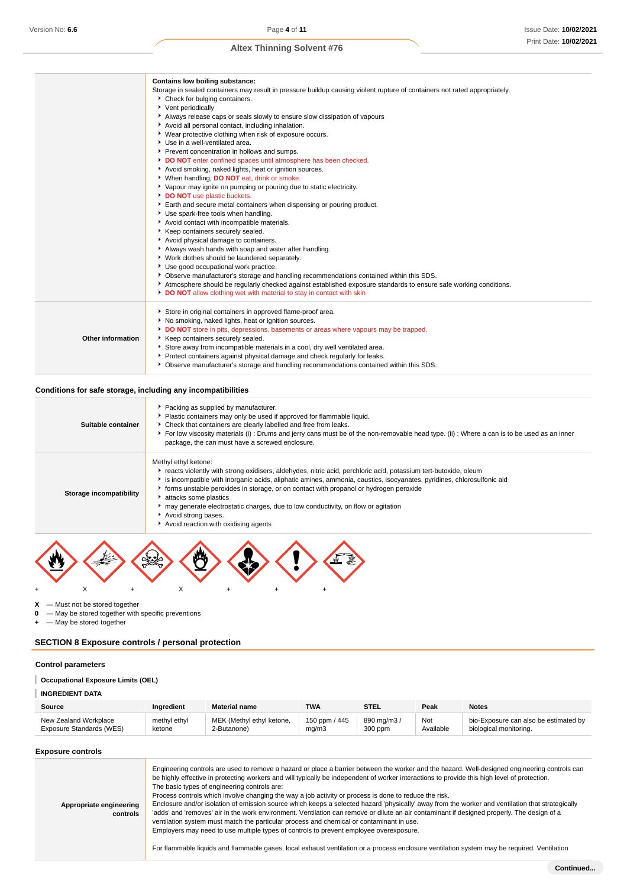| | |
|---|---|
| | **Contains low boiling substance:**<br>Storage in sealed containers may result in pressure buildup causing violent rupture of containers not rated appropriately.<br>▸ Check for bulging containers.<br>▸ Vent periodically<br>▸ Always release caps or seals slowly to ensure slow dissipation of vapours<br>▸ Avoid all personal contact, including inhalation.<br>▸ Wear protective clothing when risk of exposure occurs.<br>▸ Use in a well-ventilated area.<br>▸ Prevent concentration in hollows and sumps.<br>▸ **DO NOT** enter confined spaces until atmosphere has been checked.<br>▸ Avoid smoking, naked lights, heat or ignition sources.<br>▸ When handling, **DO NOT** eat, drink or smoke.<br>▸ Vapour may ignite on pumping or pouring due to static electricity.<br>▸ **DO NOT** use plastic buckets.<br>▸ Earth and secure metal containers when dispensing or pouring product.<br>▸ Use spark-free tools when handling.<br>▸ Avoid contact with incompatible materials.<br>▸ Keep containers securely sealed.<br>▸ Avoid physical damage to containers.<br>▸ Always wash hands with soap and water after handling.<br>▸ Work clothes should be laundered separately.<br>▸ Use good occupational work practice.<br>▸ Observe manufacturer's storage and handling recommendations contained within this SDS.<br>▸ Atmosphere should be regularly checked against established exposure standards to ensure safe working conditions.<br>▸ **DO NOT** allow clothing wet with material to stay in contact with skin |
| **Other information** | ▸ Store in original containers in approved flame-proof area.<br>▸ No smoking, naked lights, heat or ignition sources.<br>▸ **DO NOT** store in pits, depressions, basements or areas where vapours may be trapped.<br>▸ Keep containers securely sealed.<br>▸ Store away from incompatible materials in a cool, dry well ventilated area.<br>▸ Protect containers against physical damage and check regularly for leaks.<br>▸ Observe manufacturer's storage and handling recommendations contained within this SDS. |

### Conditions for safe storage, including any incompatibilities

| | |
|---|---|
| **Suitable container** | ▸ Packing as supplied by manufacturer.<br>▸ Plastic containers may only be used if approved for flammable liquid.<br>▸ Check that containers are clearly labelled and free from leaks.<br>▸ For low viscosity materials (i) : Drums and jerry cans must be of the non-removable head type. (ii) : Where a can is to be used as an inner package, the can must have a screwed enclosure. |
| **Storage incompatibility** | Methyl ethyl ketone:<br>▸ reacts violently with strong oxidisers, aldehydes, nitric acid, perchloric acid, potassium tert-butoxide, oleum<br>▸ is incompatible with inorganic acids, aliphatic amines, ammonia, caustics, isocyanates, pyridines, chlorosulfonic aid<br>▸ forms unstable peroxides in storage, or on contact with propanol or hydrogen peroxide<br>▸ attacks some plastics<br>▸ may generate electrostatic charges, due to low conductivity, on flow or agitation<br>▸ Avoid strong bases.<br>▸ Avoid reaction with oxidising agents |

+ X + X + + +

**X** — Must not be stored together
**0** — May be stored together with specific preventions
**+** — May be stored together

## SECTION 8 Exposure controls / personal protection

### Control parameters

**Occupational Exposure Limits (OEL)**

**INGREDIENT DATA**

| Source | Ingredient | Material name | TWA | STEL | Peak | Notes |
|---|---|---|---|---|---|---|
| New Zealand Workplace Exposure Standards (WES) | methyl ethyl ketone | MEK (Methyl ethyl ketone, 2-Butanone) | 150 ppm / 445 mg/m3 | 890 mg/m3 / 300 ppm | Not Available | bio-Exposure can also be estimated by biological monitoring. |

### Exposure controls

| | |
|---|---|
| **Appropriate engineering controls** | Engineering controls are used to remove a hazard or place a barrier between the worker and the hazard. Well-designed engineering controls can be highly effective in protecting workers and will typically be independent of worker interactions to provide this high level of protection.<br>The basic types of engineering controls are:<br>Process controls which involve changing the way a job activity or process is done to reduce the risk.<br>Enclosure and/or isolation of emission source which keeps a selected hazard 'physically' away from the worker and ventilation that strategically 'adds' and 'removes' air in the work environment. Ventilation can remove or dilute an air contaminant if designed properly. The design of a ventilation system must match the particular process and chemical or contaminant in use.<br>Employers may need to use multiple types of controls to prevent employee overexposure.<br><br>For flammable liquids and flammable gases, local exhaust ventilation or a process enclosure ventilation system may be required. Ventilation |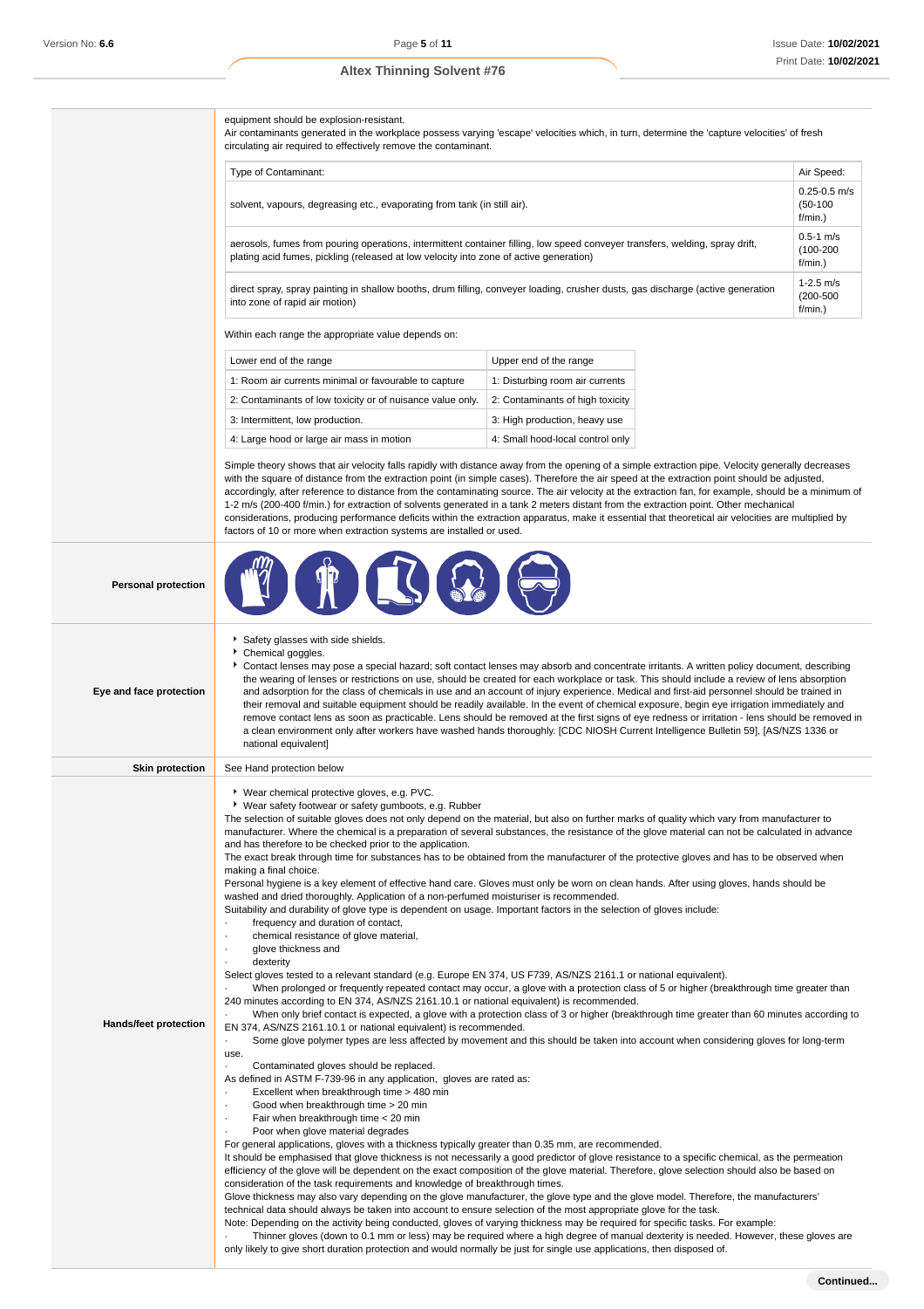equipment should be explosion-resistant.
Air contaminants generated in the workplace possess varying 'escape' velocities which, in turn, determine the 'capture velocities' of fresh circulating air required to effectively remove the contaminant.

| Type of Contaminant: | Air Speed: |
|---|---|
| solvent, vapours, degreasing etc., evaporating from tank (in still air). | 0.25-0.5 m/s (50-100 f/min.) |
| aerosols, fumes from pouring operations, intermittent container filling, low speed conveyer transfers, welding, spray drift, plating acid fumes, pickling (released at low velocity into zone of active generation) | 0.5-1 m/s (100-200 f/min.) |
| direct spray, spray painting in shallow booths, drum filling, conveyer loading, crusher dusts, gas discharge (active generation into zone of rapid air motion) | 1-2.5 m/s (200-500 f/min.) |

Within each range the appropriate value depends on:

| Lower end of the range | Upper end of the range |
|---|---|
| 1: Room air currents minimal or favourable to capture | 1: Disturbing room air currents |
| 2: Contaminants of low toxicity or of nuisance value only. | 2: Contaminants of high toxicity |
| 3: Intermittent, low production. | 3: High production, heavy use |
| 4: Large hood or large air mass in motion | 4: Small hood-local control only |

Simple theory shows that air velocity falls rapidly with distance away from the opening of a simple extraction pipe. Velocity generally decreases with the square of distance from the extraction point (in simple cases). Therefore the air speed at the extraction point should be adjusted, accordingly, after reference to distance from the contaminating source. The air velocity at the extraction fan, for example, should be a minimum of 1-2 m/s (200-400 f/min.) for extraction of solvents generated in a tank 2 meters distant from the extraction point. Other mechanical considerations, producing performance deficits within the extraction apparatus, make it essential that theoretical air velocities are multiplied by factors of 10 or more when extraction systems are installed or used.

**Personal protection**

**Eye and face protection**

- Safety glasses with side shields.
- Chemical goggles.
- Contact lenses may pose a special hazard; soft contact lenses may absorb and concentrate irritants. A written policy document, describing the wearing of lenses or restrictions on use, should be created for each workplace or task. This should include a review of lens absorption and adsorption for the class of chemicals in use and an account of injury experience. Medical and first-aid personnel should be trained in their removal and suitable equipment should be readily available. In the event of chemical exposure, begin eye irrigation immediately and remove contact lens as soon as practicable. Lens should be removed at the first signs of eye redness or irritation - lens should be removed in a clean environment only after workers have washed hands thoroughly. [CDC NIOSH Current Intelligence Bulletin 59], [AS/NZS 1336 or national equivalent]

**Skin protection**

See Hand protection below

**Hands/feet protection**

- Wear chemical protective gloves, e.g. PVC.
- Wear safety footwear or safety gumboots, e.g. Rubber

The selection of suitable gloves does not only depend on the material, but also on further marks of quality which vary from manufacturer to manufacturer. Where the chemical is a preparation of several substances, the resistance of the glove material can not be calculated in advance and has therefore to be checked prior to the application.
The exact break through time for substances has to be obtained from the manufacturer of the protective gloves and has to be observed when making a final choice.
Personal hygiene is a key element of effective hand care. Gloves must only be worn on clean hands. After using gloves, hands should be washed and dried thoroughly. Application of a non-perfumed moisturiser is recommended.
Suitability and durability of glove type is dependent on usage. Important factors in the selection of gloves include:
· frequency and duration of contact,
· chemical resistance of glove material,
· glove thickness and
· dexterity
Select gloves tested to a relevant standard (e.g. Europe EN 374, US F739, AS/NZS 2161.1 or national equivalent).
· When prolonged or frequently repeated contact may occur, a glove with a protection class of 5 or higher (breakthrough time greater than 240 minutes according to EN 374, AS/NZS 2161.10.1 or national equivalent) is recommended.
· When only brief contact is expected, a glove with a protection class of 3 or higher (breakthrough time greater than 60 minutes according to EN 374, AS/NZS 2161.10.1 or national equivalent) is recommended.
· Some glove polymer types are less affected by movement and this should be taken into account when considering gloves for long-term use.
· Contaminated gloves should be replaced.
As defined in ASTM F-739-96 in any application, gloves are rated as:
· Excellent when breakthrough time > 480 min
· Good when breakthrough time > 20 min
· Fair when breakthrough time < 20 min
· Poor when glove material degrades
For general applications, gloves with a thickness typically greater than 0.35 mm, are recommended.
It should be emphasised that glove thickness is not necessarily a good predictor of glove resistance to a specific chemical, as the permeation efficiency of the glove will be dependent on the exact composition of the glove material. Therefore, glove selection should also be based on consideration of the task requirements and knowledge of breakthrough times.
Glove thickness may also vary depending on the glove manufacturer, the glove type and the glove model. Therefore, the manufacturers' technical data should always be taken into account to ensure selection of the most appropriate glove for the task.
Note: Depending on the activity being conducted, gloves of varying thickness may be required for specific tasks. For example:
· Thinner gloves (down to 0.1 mm or less) may be required where a high degree of manual dexterity is needed. However, these gloves are only likely to give short duration protection and would normally be just for single use applications, then disposed of.

**Continued...**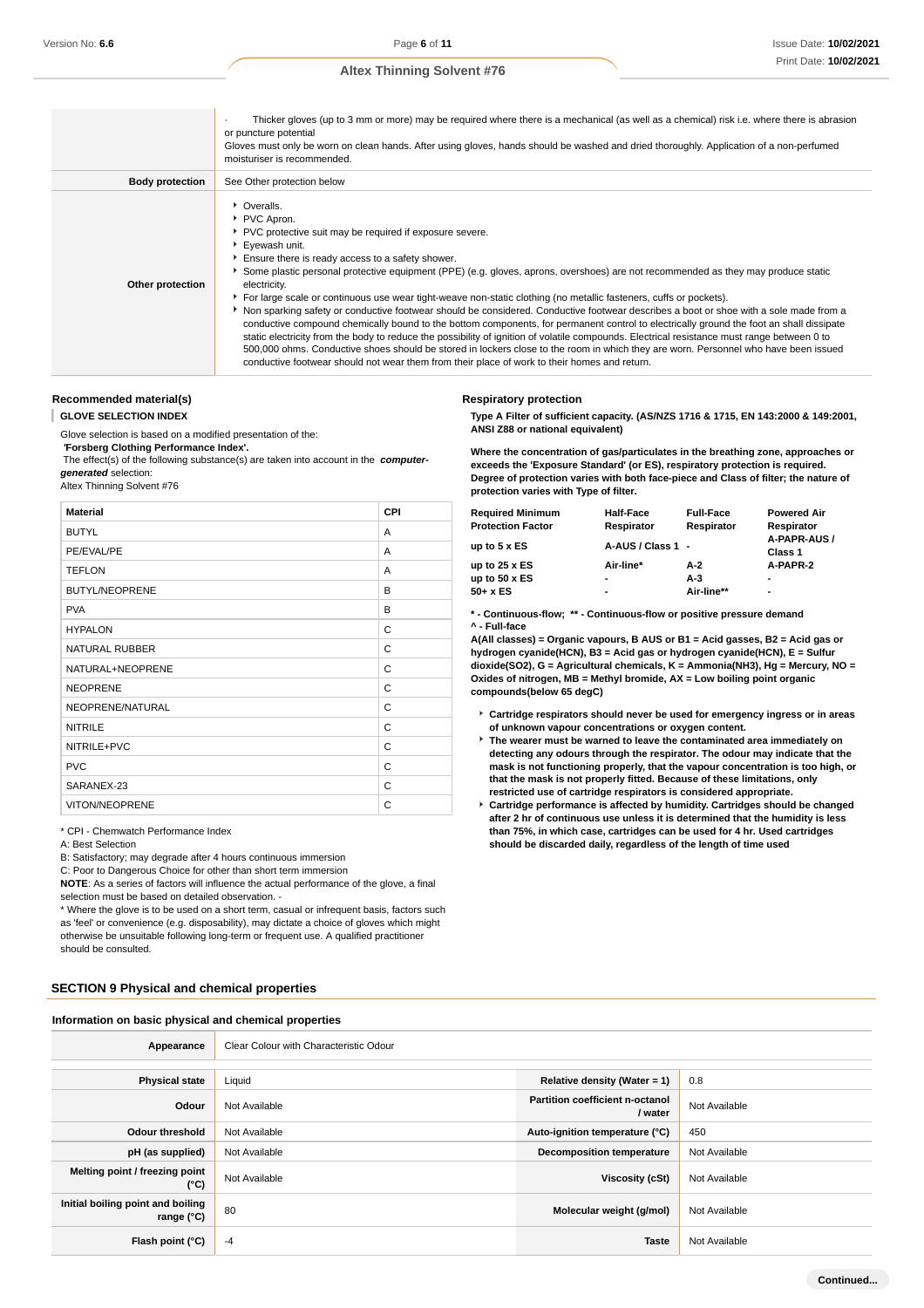| | |
|---|---|
| | · Thicker gloves (up to 3 mm or more) may be required where there is a mechanical (as well as a chemical) risk i.e. where there is abrasion or puncture potential<br>Gloves must only be worn on clean hands. After using gloves, hands should be washed and dried thoroughly. Application of a non-perfumed moisturiser is recommended. |
| **Body protection** | See Other protection below |
| **Other protection** | ▸ Overalls.<br>▸ PVC Apron.<br>▸ PVC protective suit may be required if exposure severe.<br>▸ Eyewash unit.<br>▸ Ensure there is ready access to a safety shower.<br>▸ Some plastic personal protective equipment (PPE) (e.g. gloves, aprons, overshoes) are not recommended as they may produce static electricity.<br>▸ For large scale or continuous use wear tight-weave non-static clothing (no metallic fasteners, cuffs or pockets).<br>▸ Non sparking safety or conductive footwear should be considered. Conductive footwear describes a boot or shoe with a sole made from a conductive compound chemically bound to the bottom components, for permanent control to electrically ground the foot an shall dissipate static electricity from the body to reduce the possibility of ignition of volatile compounds. Electrical resistance must range between 0 to 500,000 ohms. Conductive shoes should be stored in lockers close to the room in which they are worn. Personnel who have been issued conductive footwear should not wear them from their place of work to their homes and return. |

### Recommended material(s)

**GLOVE SELECTION INDEX**

Glove selection is based on a modified presentation of the:
**'Forsberg Clothing Performance Index'.**
The effect(s) of the following substance(s) are taken into account in the ***computer-generated*** selection:
Altex Thinning Solvent #76

| Material | CPI |
|---|---|
| BUTYL | A |
| PE/EVAL/PE | A |
| TEFLON | A |
| BUTYL/NEOPRENE | B |
| PVA | B |
| HYPALON | C |
| NATURAL RUBBER | C |
| NATURAL+NEOPRENE | C |
| NEOPRENE | C |
| NEOPRENE/NATURAL | C |
| NITRILE | C |
| NITRILE+PVC | C |
| PVC | C |
| SARANEX-23 | C |
| VITON/NEOPRENE | C |

* CPI - Chemwatch Performance Index
A: Best Selection
B: Satisfactory; may degrade after 4 hours continuous immersion
C: Poor to Dangerous Choice for other than short term immersion
**NOTE**: As a series of factors will influence the actual performance of the glove, a final selection must be based on detailed observation. -
* Where the glove is to be used on a short term, casual or infrequent basis, factors such as 'feel' or convenience (e.g. disposability), may dictate a choice of gloves which might otherwise be unsuitable following long-term or frequent use. A qualified practitioner should be consulted.

### Respiratory protection

**Type A Filter of sufficient capacity. (AS/NZS 1716 & 1715, EN 143:2000 & 149:2001, ANSI Z88 or national equivalent)**

**Where the concentration of gas/particulates in the breathing zone, approaches or exceeds the 'Exposure Standard' (or ES), respiratory protection is required. Degree of protection varies with both face-piece and Class of filter; the nature of protection varies with Type of filter.**

| Required Minimum Protection Factor | Half-Face Respirator | Full-Face Respirator | Powered Air Respirator |
|---|---|---|---|
| up to 5 x ES | A-AUS / Class 1 | - | A-PAPR-AUS / Class 1 |
| up to 25 x ES | Air-line* | A-2 | A-PAPR-2 |
| up to 50 x ES | - | A-3 | - |
| 50+ x ES | - | Air-line** | - |

**\* - Continuous-flow; \*\* - Continuous-flow or positive pressure demand**
**^ - Full-face**
**A(All classes) = Organic vapours, B AUS or B1 = Acid gasses, B2 = Acid gas or hydrogen cyanide(HCN), B3 = Acid gas or hydrogen cyanide(HCN), E = Sulfur dioxide(SO2), G = Agricultural chemicals, K = Ammonia(NH3), Hg = Mercury, NO = Oxides of nitrogen, MB = Methyl bromide, AX = Low boiling point organic compounds(below 65 degC)**

- **Cartridge respirators should never be used for emergency ingress or in areas of unknown vapour concentrations or oxygen content.**
- **The wearer must be warned to leave the contaminated area immediately on detecting any odours through the respirator. The odour may indicate that the mask is not functioning properly, that the vapour concentration is too high, or that the mask is not properly fitted. Because of these limitations, only restricted use of cartridge respirators is considered appropriate.**
- **Cartridge performance is affected by humidity. Cartridges should be changed after 2 hr of continuous use unless it is determined that the humidity is less than 75%, in which case, cartridges can be used for 4 hr. Used cartridges should be discarded daily, regardless of the length of time used**

## SECTION 9 Physical and chemical properties

### Information on basic physical and chemical properties

| | | | |
|---|---|---|---|
| **Appearance** | Clear Colour with Characteristic Odour | | |
| **Physical state** | Liquid | **Relative density (Water = 1)** | 0.8 |
| **Odour** | Not Available | **Partition coefficient n-octanol / water** | Not Available |
| **Odour threshold** | Not Available | **Auto-ignition temperature (°C)** | 450 |
| **pH (as supplied)** | Not Available | **Decomposition temperature** | Not Available |
| **Melting point / freezing point (°C)** | Not Available | **Viscosity (cSt)** | Not Available |
| **Initial boiling point and boiling range (°C)** | 80 | **Molecular weight (g/mol)** | Not Available |
| **Flash point (°C)** | -4 | **Taste** | Not Available |

Continued...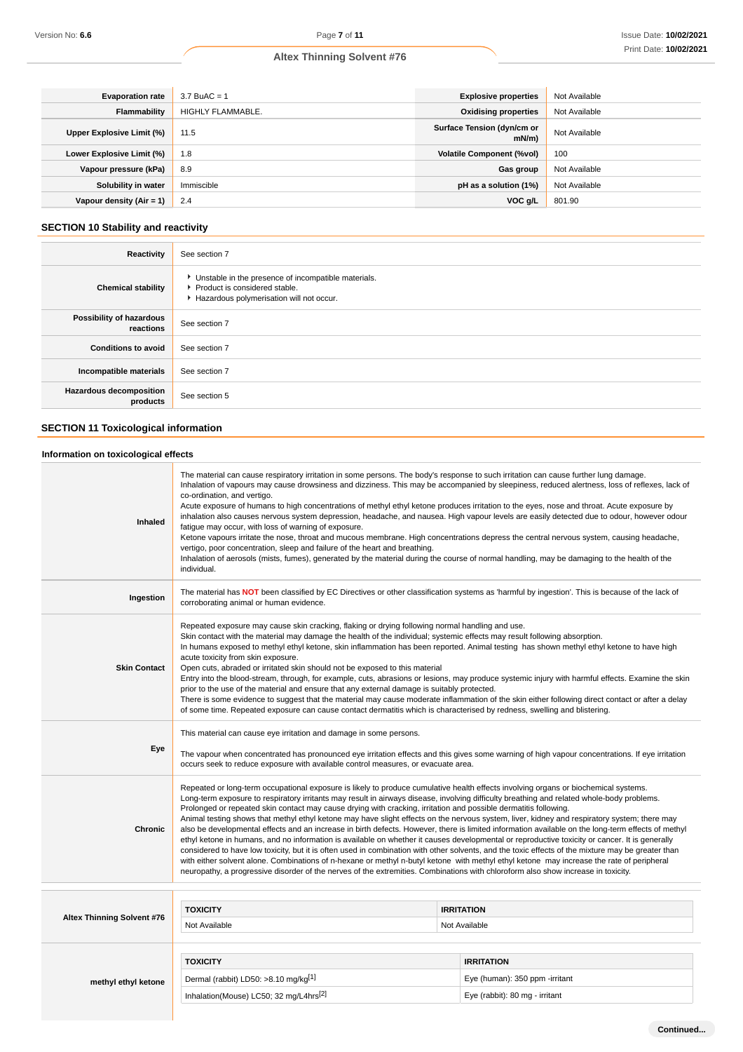| Evaporation rate | 3.7 BuAC = 1 | Explosive properties | Not Available |
|---|---|---|---|
| Flammability | HIGHLY FLAMMABLE. | Oxidising properties | Not Available |
| Upper Explosive Limit (%) | 11.5 | Surface Tension (dyn/cm or mN/m) | Not Available |
| Lower Explosive Limit (%) | 1.8 | Volatile Component (%vol) | 100 |
| Vapour pressure (kPa) | 8.9 | Gas group | Not Available |
| Solubility in water | Immiscible | pH as a solution (1%) | Not Available |
| Vapour density (Air = 1) | 2.4 | VOC g/L | 801.90 |

## SECTION 10 Stability and reactivity

| | |
|---|---|
| Reactivity | See section 7 |
| Chemical stability | ▶ Unstable in the presence of incompatible materials.<br>▶ Product is considered stable.<br>▶ Hazardous polymerisation will not occur. |
| Possibility of hazardous reactions | See section 7 |
| Conditions to avoid | See section 7 |
| Incompatible materials | See section 7 |
| Hazardous decomposition products | See section 5 |

## SECTION 11 Toxicological information

### Information on toxicological effects

| | |
|---|---|
| Inhaled | The material can cause respiratory irritation in some persons. The body's response to such irritation can cause further lung damage.<br>Inhalation of vapours may cause drowsiness and dizziness. This may be accompanied by sleepiness, reduced alertness, loss of reflexes, lack of co-ordination, and vertigo.<br>Acute exposure of humans to high concentrations of methyl ethyl ketone produces irritation to the eyes, nose and throat. Acute exposure by inhalation also causes nervous system depression, headache, and nausea. High vapour levels are easily detected due to odour, however odour fatigue may occur, with loss of warning of exposure.<br>Ketone vapours irritate the nose, throat and mucous membrane. High concentrations depress the central nervous system, causing headache, vertigo, poor concentration, sleep and failure of the heart and breathing.<br>Inhalation of aerosols (mists, fumes), generated by the material during the course of normal handling, may be damaging to the health of the individual. |
| Ingestion | The material has **NOT** been classified by EC Directives or other classification systems as 'harmful by ingestion'. This is because of the lack of corroborating animal or human evidence. |
| Skin Contact | Repeated exposure may cause skin cracking, flaking or drying following normal handling and use.<br>Skin contact with the material may damage the health of the individual; systemic effects may result following absorption.<br>In humans exposed to methyl ethyl ketone, skin inflammation has been reported. Animal testing has shown methyl ethyl ketone to have high acute toxicity from skin exposure.<br>Open cuts, abraded or irritated skin should not be exposed to this material<br>Entry into the blood-stream, through, for example, cuts, abrasions or lesions, may produce systemic injury with harmful effects. Examine the skin prior to the use of the material and ensure that any external damage is suitably protected.<br>There is some evidence to suggest that the material may cause moderate inflammation of the skin either following direct contact or after a delay of some time. Repeated exposure can cause contact dermatitis which is characterised by redness, swelling and blistering. |
| Eye | This material can cause eye irritation and damage in some persons.<br><br>The vapour when concentrated has pronounced eye irritation effects and this gives some warning of high vapour concentrations. If eye irritation occurs seek to reduce exposure with available control measures, or evacuate area. |
| Chronic | Repeated or long-term occupational exposure is likely to produce cumulative health effects involving organs or biochemical systems.<br>Long-term exposure to respiratory irritants may result in airways disease, involving difficulty breathing and related whole-body problems.<br>Prolonged or repeated skin contact may cause drying with cracking, irritation and possible dermatitis following.<br>Animal testing shows that methyl ethyl ketone may have slight effects on the nervous system, liver, kidney and respiratory system; there may also be developmental effects and an increase in birth defects. However, there is limited information available on the long-term effects of methyl ethyl ketone in humans, and no information is available on whether it causes developmental or reproductive toxicity or cancer. It is generally considered to have low toxicity, but it is often used in combination with other solvents, and the toxic effects of the mixture may be greater than with either solvent alone. Combinations of n-hexane or methyl n-butyl ketone with methyl ethyl ketone may increase the rate of peripheral neuropathy, a progressive disorder of the nerves of the extremities. Combinations with chloroform also show increase in toxicity. |

| Altex Thinning Solvent #76 | TOXICITY | IRRITATION |
|---|---|---|
| | Not Available | Not Available |

| methyl ethyl ketone | TOXICITY | IRRITATION |
|---|---|---|
| | Dermal (rabbit) LD50: >8.10 mg/kg[1] | Eye (human): 350 ppm -irritant |
| | Inhalation(Mouse) LC50; 32 mg/L4hrs[2] | Eye (rabbit): 80 mg - irritant |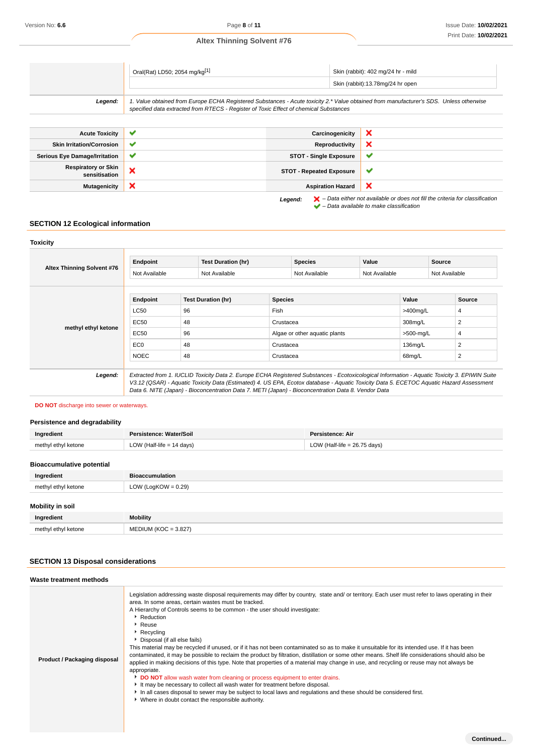| | | |
|---|---|---|
| | Oral(Rat) LD50; 2054 mg/kg[1] | Skin (rabbit): 402 mg/24 hr - mild |
| | | Skin (rabbit):13.78mg/24 hr open |
| ***Legend:*** | *1. Value obtained from Europe ECHA Registered Substances - Acute toxicity 2.* Value obtained from manufacturer's SDS. Unless otherwise specified data extracted from RTECS - Register of Toxic Effect of chemical Substances* | |

| | | | |
|---|---|---|---|
| **Acute Toxicity** | ✔ | **Carcinogenicity** | ✘ |
| **Skin Irritation/Corrosion** | ✔ | **Reproductivity** | ✘ |
| **Serious Eye Damage/Irritation** | ✔ | **STOT - Single Exposure** | ✔ |
| **Respiratory or Skin sensitisation** | ✘ | **STOT - Repeated Exposure** | ✔ |
| **Mutagenicity** | ✘ | **Aspiration Hazard** | ✘ |

***Legend:*** ✘ *– Data either not available or does not fill the criteria for classification*
✔ *– Data available to make classification*

## SECTION 12 Ecological information

### Toxicity

**Altex Thinning Solvent #76**

| Endpoint | Test Duration (hr) | Species | Value | Source |
|---|---|---|---|---|
| Not Available | Not Available | Not Available | Not Available | Not Available |

**methyl ethyl ketone**

| Endpoint | Test Duration (hr) | Species | Value | Source |
|---|---|---|---|---|
| LC50 | 96 | Fish | >400mg/L | 4 |
| EC50 | 48 | Crustacea | 308mg/L | 2 |
| EC50 | 96 | Algae or other aquatic plants | >500-mg/L | 4 |
| EC0 | 48 | Crustacea | 136mg/L | 2 |
| NOEC | 48 | Crustacea | 68mg/L | 2 |

***Legend:*** *Extracted from 1. IUCLID Toxicity Data 2. Europe ECHA Registered Substances - Ecotoxicological Information - Aquatic Toxicity 3. EPIWIN Suite V3.12 (QSAR) - Aquatic Toxicity Data (Estimated) 4. US EPA, Ecotox database - Aquatic Toxicity Data 5. ECETOC Aquatic Hazard Assessment Data 6. NITE (Japan) - Bioconcentration Data 7. METI (Japan) - Bioconcentration Data 8. Vendor Data*

**DO NOT** discharge into sewer or waterways.

### Persistence and degradability

| Ingredient | Persistence: Water/Soil | Persistence: Air |
|---|---|---|
| methyl ethyl ketone | LOW (Half-life = 14 days) | LOW (Half-life = 26.75 days) |

### Bioaccumulative potential

| Ingredient | Bioaccumulation |
|---|---|
| methyl ethyl ketone | LOW (LogKOW = 0.29) |

### Mobility in soil

| Ingredient | Mobility |
|---|---|
| methyl ethyl ketone | MEDIUM (KOC = 3.827) |

## SECTION 13 Disposal considerations

### Waste treatment methods

**Product / Packaging disposal**

Legislation addressing waste disposal requirements may differ by country, state and/ or territory. Each user must refer to laws operating in their area. In some areas, certain wastes must be tracked.

A Hierarchy of Controls seems to be common - the user should investigate:

- Reduction
- Reuse
- Recycling
- Disposal (if all else fails)

This material may be recycled if unused, or if it has not been contaminated so as to make it unsuitable for its intended use. If it has been contaminated, it may be possible to reclaim the product by filtration, distillation or some other means. Shelf life considerations should also be applied in making decisions of this type. Note that properties of a material may change in use, and recycling or reuse may not always be appropriate.

- **DO NOT** allow wash water from cleaning or process equipment to enter drains.
- It may be necessary to collect all wash water for treatment before disposal.
- In all cases disposal to sewer may be subject to local laws and regulations and these should be considered first.
- Where in doubt contact the responsible authority.

**Continued...**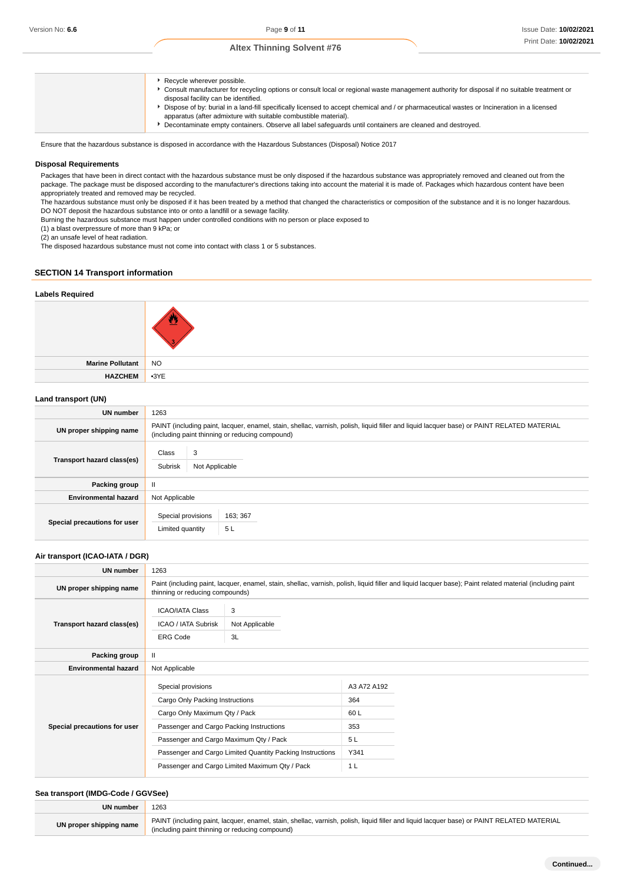| | |
|---|---|
| | - Recycle wherever possible.<br>- Consult manufacturer for recycling options or consult local or regional waste management authority for disposal if no suitable treatment or disposal facility can be identified.<br>- Dispose of by: burial in a land-fill specifically licensed to accept chemical and / or pharmaceutical wastes or Incineration in a licensed apparatus (after admixture with suitable combustible material).<br>- Decontaminate empty containers. Observe all label safeguards until containers are cleaned and destroyed. |

Ensure that the hazardous substance is disposed in accordance with the Hazardous Substances (Disposal) Notice 2017

### Disposal Requirements

Packages that have been in direct contact with the hazardous substance must be only disposed if the hazardous substance was appropriately removed and cleaned out from the package. The package must be disposed according to the manufacturer's directions taking into account the material it is made of. Packages which hazardous content have been appropriately treated and removed may be recycled.
The hazardous substance must only be disposed if it has been treated by a method that changed the characteristics or composition of the substance and it is no longer hazardous.
DO NOT deposit the hazardous substance into or onto a landfill or a sewage facility.
Burning the hazardous substance must happen under controlled conditions with no person or place exposed to
(1) a blast overpressure of more than 9 kPa; or
(2) an unsafe level of heat radiation.
The disposed hazardous substance must not come into contact with class 1 or 5 substances.

## SECTION 14 Transport information

### Labels Required

| | |
|---|---|
| | 3 |
| **Marine Pollutant** | NO |
| **HAZCHEM** | •3YE |

### Land transport (UN)

| | |
|---|---|
| **UN number** | 1263 |
| **UN proper shipping name** | PAINT (including paint, lacquer, enamel, stain, shellac, varnish, polish, liquid filler and liquid lacquer base) or PAINT RELATED MATERIAL (including paint thinning or reducing compound) |
| **Transport hazard class(es)** | Class: 3<br>Subrisk: Not Applicable |
| **Packing group** | II |
| **Environmental hazard** | Not Applicable |
| **Special precautions for user** | Special provisions: 163; 367<br>Limited quantity: 5 L |

### Air transport (ICAO-IATA / DGR)

| | |
|---|---|
| **UN number** | 1263 |
| **UN proper shipping name** | Paint (including paint, lacquer, enamel, stain, shellac, varnish, polish, liquid filler and liquid lacquer base); Paint related material (including paint thinning or reducing compounds) |
| **Transport hazard class(es)** | ICAO/IATA Class: 3<br>ICAO / IATA Subrisk: Not Applicable<br>ERG Code: 3L |
| **Packing group** | II |
| **Environmental hazard** | Not Applicable |
| **Special precautions for user** | Special provisions: A3 A72 A192<br>Cargo Only Packing Instructions: 364<br>Cargo Only Maximum Qty / Pack: 60 L<br>Passenger and Cargo Packing Instructions: 353<br>Passenger and Cargo Maximum Qty / Pack: 5 L<br>Passenger and Cargo Limited Quantity Packing Instructions: Y341<br>Passenger and Cargo Limited Maximum Qty / Pack: 1 L |

### Sea transport (IMDG-Code / GGVSee)

| | |
|---|---|
| **UN number** | 1263 |
| **UN proper shipping name** | PAINT (including paint, lacquer, enamel, stain, shellac, varnish, polish, liquid filler and liquid lacquer base) or PAINT RELATED MATERIAL (including paint thinning or reducing compound) |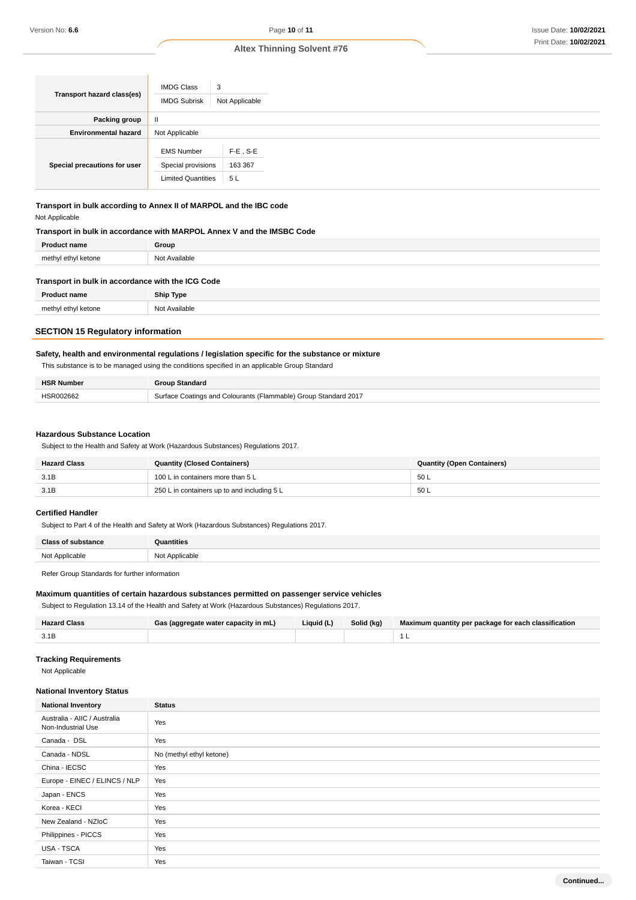| Transport hazard class(es) | IMDG Class: 3<br>IMDG Subrisk: Not Applicable |
|---|---|
| Packing group | II |
| Environmental hazard | Not Applicable |
| Special precautions for user | EMS Number: F-E , S-E<br>Special provisions: 163 367<br>Limited Quantities: 5 L |

### Transport in bulk according to Annex II of MARPOL and the IBC code

Not Applicable

### Transport in bulk in accordance with MARPOL Annex V and the IMSBC Code

| Product name | Group |
|---|---|
| methyl ethyl ketone | Not Available |

### Transport in bulk in accordance with the ICG Code

| Product name | Ship Type |
|---|---|
| methyl ethyl ketone | Not Available |

## SECTION 15 Regulatory information

### Safety, health and environmental regulations / legislation specific for the substance or mixture

This substance is to be managed using the conditions specified in an applicable Group Standard

| HSR Number | Group Standard |
|---|---|
| HSR002662 | Surface Coatings and Colourants (Flammable) Group Standard 2017 |

### Hazardous Substance Location

Subject to the Health and Safety at Work (Hazardous Substances) Regulations 2017.

| Hazard Class | Quantity (Closed Containers) | Quantity (Open Containers) |
|---|---|---|
| 3.1B | 100 L in containers more than 5 L | 50 L |
| 3.1B | 250 L in containers up to and including 5 L | 50 L |

### Certified Handler

Subject to Part 4 of the Health and Safety at Work (Hazardous Substances) Regulations 2017.

| Class of substance | Quantities |
|---|---|
| Not Applicable | Not Applicable |

Refer Group Standards for further information

### Maximum quantities of certain hazardous substances permitted on passenger service vehicles

Subject to Regulation 13.14 of the Health and Safety at Work (Hazardous Substances) Regulations 2017.

| Hazard Class | Gas (aggregate water capacity in mL) | Liquid (L) | Solid (kg) | Maximum quantity per package for each classification |
|---|---|---|---|---|
| 3.1B | | | | 1 L |

### Tracking Requirements

Not Applicable

### National Inventory Status

| National Inventory | Status |
|---|---|
| Australia - AIIC / Australia Non-Industrial Use | Yes |
| Canada - DSL | Yes |
| Canada - NDSL | No (methyl ethyl ketone) |
| China - IECSC | Yes |
| Europe - EINEC / ELINCS / NLP | Yes |
| Japan - ENCS | Yes |
| Korea - KECI | Yes |
| New Zealand - NZIoC | Yes |
| Philippines - PICCS | Yes |
| USA - TSCA | Yes |
| Taiwan - TCSI | Yes |

Continued...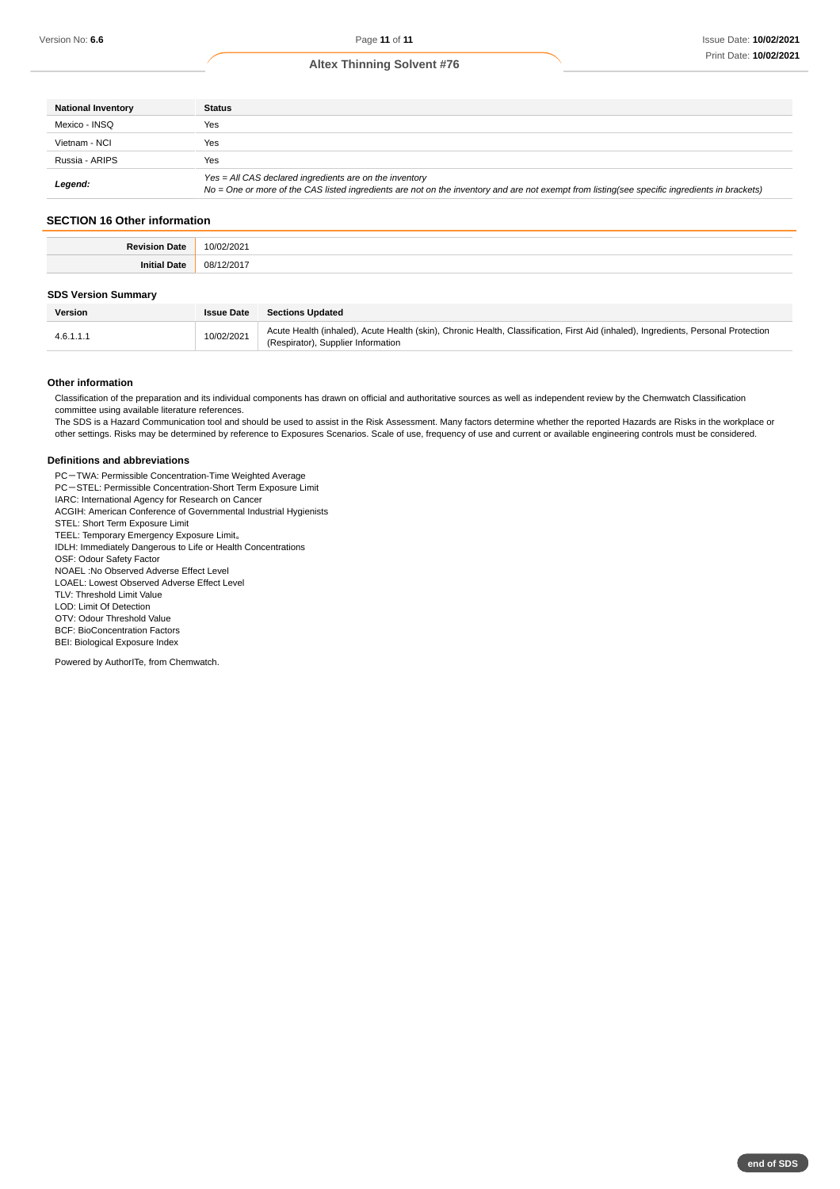| National Inventory | Status |
|---|---|
| Mexico - INSQ | Yes |
| Vietnam - NCI | Yes |
| Russia - ARIPS | Yes |
| ***Legend:*** | *Yes = All CAS declared ingredients are on the inventory*<br>*No = One or more of the CAS listed ingredients are not on the inventory and are not exempt from listing(see specific ingredients in brackets)* |

## SECTION 16 Other information

| | |
|---|---|
| **Revision Date** | 10/02/2021 |
| **Initial Date** | 08/12/2017 |

### SDS Version Summary

| Version | Issue Date | Sections Updated |
|---|---|---|
| 4.6.1.1.1 | 10/02/2021 | Acute Health (inhaled), Acute Health (skin), Chronic Health, Classification, First Aid (inhaled), Ingredients, Personal Protection (Respirator), Supplier Information |

### Other information

Classification of the preparation and its individual components has drawn on official and authoritative sources as well as independent review by the Chemwatch Classification committee using available literature references.

The SDS is a Hazard Communication tool and should be used to assist in the Risk Assessment. Many factors determine whether the reported Hazards are Risks in the workplace or other settings. Risks may be determined by reference to Exposures Scenarios. Scale of use, frequency of use and current or available engineering controls must be considered.

### Definitions and abbreviations

PC－TWA: Permissible Concentration-Time Weighted Average
PC－STEL: Permissible Concentration-Short Term Exposure Limit
IARC: International Agency for Research on Cancer
ACGIH: American Conference of Governmental Industrial Hygienists
STEL: Short Term Exposure Limit
TEEL: Temporary Emergency Exposure Limit。
IDLH: Immediately Dangerous to Life or Health Concentrations
OSF: Odour Safety Factor
NOAEL :No Observed Adverse Effect Level
LOAEL: Lowest Observed Adverse Effect Level
TLV: Threshold Limit Value
LOD: Limit Of Detection
OTV: Odour Threshold Value
BCF: BioConcentration Factors
BEI: Biological Exposure Index

Powered by AuthorITe, from Chemwatch.

end of SDS